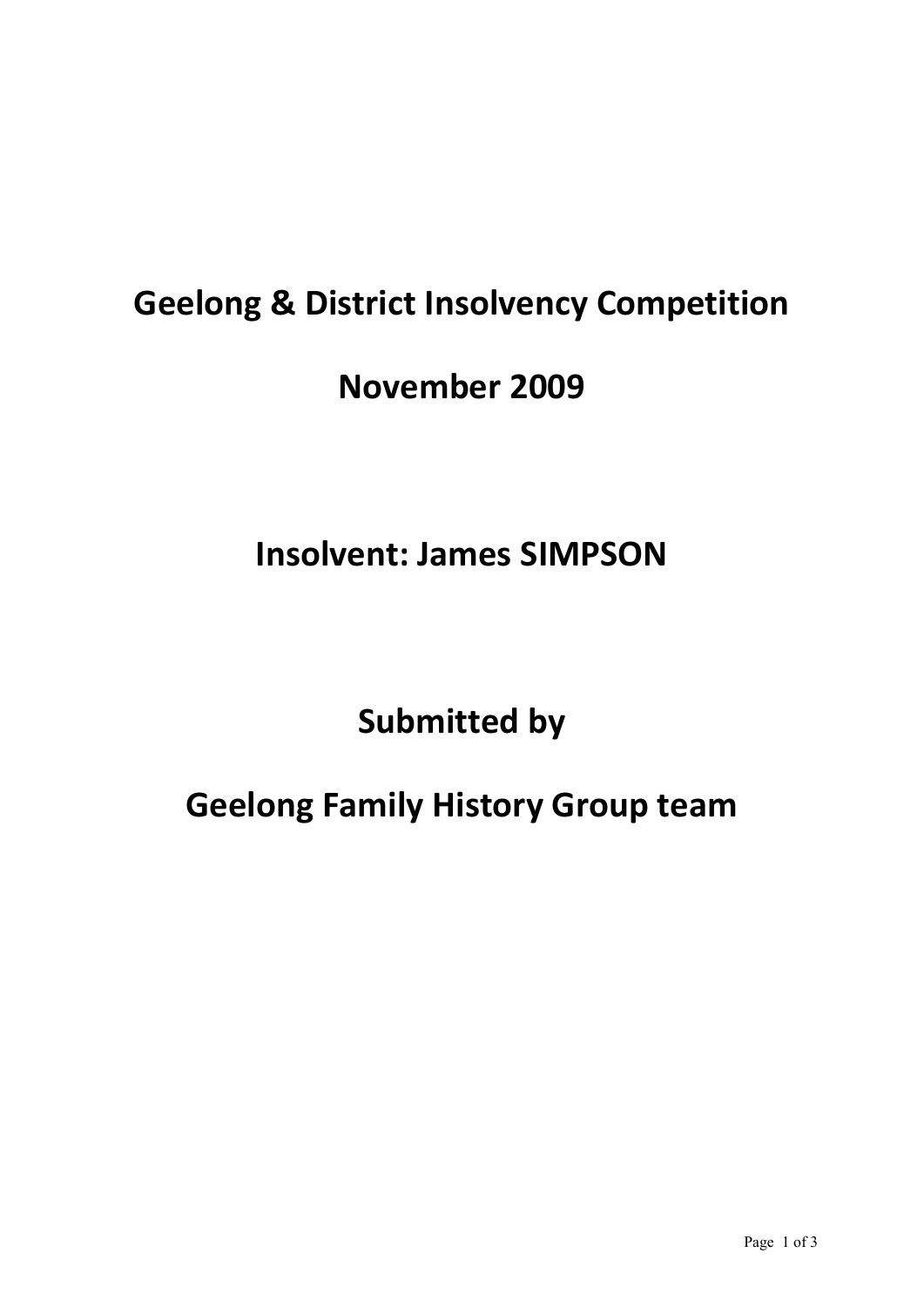# Geelong & District Insolvency Competition

# November 2009

# Insolvent: James SIMPSON

# Submitted by

# Geelong Family History Group team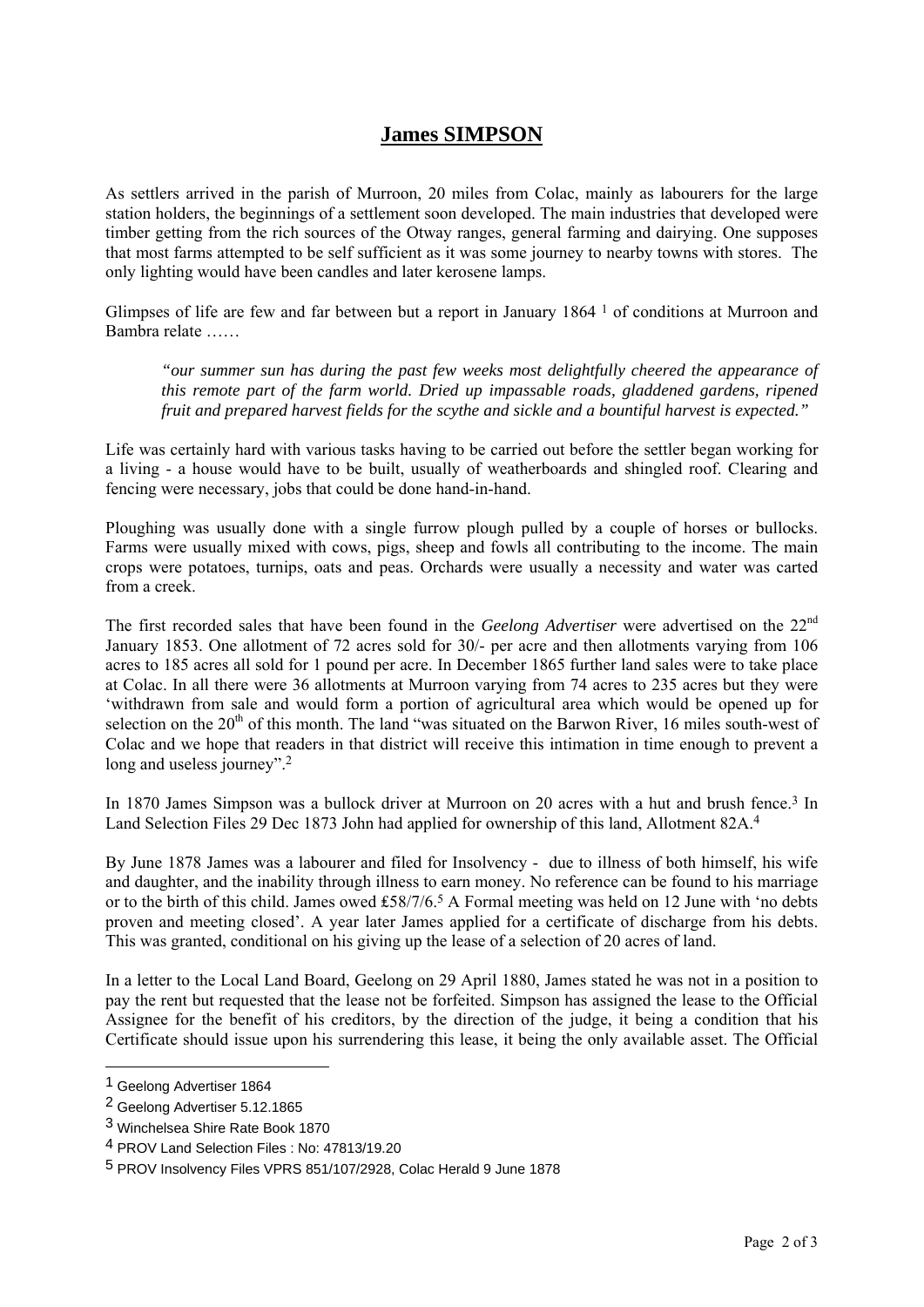# **James SIMPSON**

As settlers arrived in the parish of Murroon, 20 miles from Colac, mainly as labourers for the large station holders, the beginnings of a settlement soon developed. The main industries that developed were timber getting from the rich sources of the Otway ranges, general farming and dairying. One supposes that most farms attempted to be self sufficient as it was some journey to nearby towns with stores. The only lighting would have been candles and later kerosene lamps.

Glimpses of life are few and far between but a report in January 1864 [1] of conditions at Murroon and Bambra relate ……

> *"our summer sun has during the past few weeks most delightfully cheered the appearance of this remote part of the farm world. Dried up impassable roads, gladdened gardens, ripened fruit and prepared harvest fields for the scythe and sickle and a bountiful harvest is expected."*

Life was certainly hard with various tasks having to be carried out before the settler began working for a living - a house would have to be built, usually of weatherboards and shingled roof. Clearing and fencing were necessary, jobs that could be done hand-in-hand.

Ploughing was usually done with a single furrow plough pulled by a couple of horses or bullocks. Farms were usually mixed with cows, pigs, sheep and fowls all contributing to the income. The main crops were potatoes, turnips, oats and peas. Orchards were usually a necessity and water was carted from a creek.

The first recorded sales that have been found in the *Geelong Advertiser* were advertised on the 22nd January 1853. One allotment of 72 acres sold for 30/- per acre and then allotments varying from 106 acres to 185 acres all sold for 1 pound per acre. In December 1865 further land sales were to take place at Colac. In all there were 36 allotments at Murroon varying from 74 acres to 235 acres but they were 'withdrawn from sale and would form a portion of agricultural area which would be opened up for selection on the 20th of this month. The land "was situated on the Barwon River, 16 miles south-west of Colac and we hope that readers in that district will receive this intimation in time enough to prevent a long and useless journey".[2]

In 1870 James Simpson was a bullock driver at Murroon on 20 acres with a hut and brush fence.[3] In Land Selection Files 29 Dec 1873 John had applied for ownership of this land, Allotment 82A.[4]

By June 1878 James was a labourer and filed for Insolvency - due to illness of both himself, his wife and daughter, and the inability through illness to earn money. No reference can be found to his marriage or to the birth of this child. James owed ₤58/7/6.[5] A Formal meeting was held on 12 June with 'no debts proven and meeting closed'. A year later James applied for a certificate of discharge from his debts. This was granted, conditional on his giving up the lease of a selection of 20 acres of land.

In a letter to the Local Land Board, Geelong on 29 April 1880, James stated he was not in a position to pay the rent but requested that the lease not be forfeited. Simpson has assigned the lease to the Official Assignee for the benefit of his creditors, by the direction of the judge, it being a condition that his Certificate should issue upon his surrendering this lease, it being the only available asset. The Official

---

1 Geelong Advertiser 1864

2 Geelong Advertiser 5.12.1865

3 Winchelsea Shire Rate Book 1870

4 PROV Land Selection Files : No: 47813/19.20

5 PROV Insolvency Files VPRS 851/107/2928, Colac Herald 9 June 1878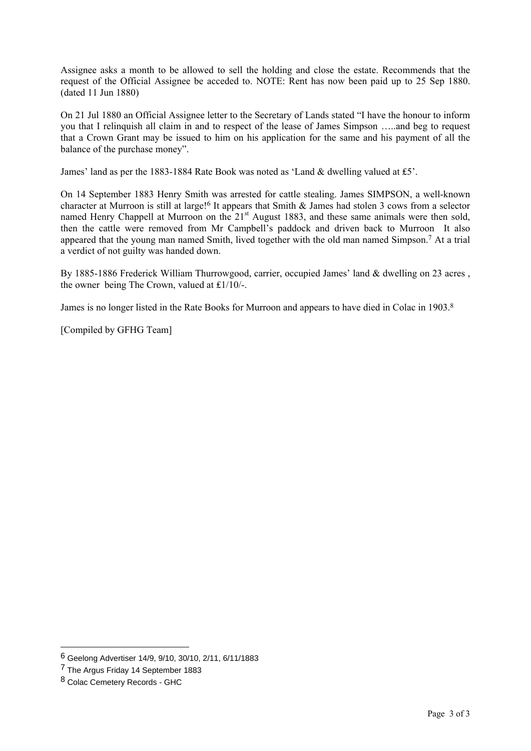Assignee asks a month to be allowed to sell the holding and close the estate. Recommends that the request of the Official Assignee be acceded to. NOTE: Rent has now been paid up to 25 Sep 1880. (dated 11 Jun 1880)

On 21 Jul 1880 an Official Assignee letter to the Secretary of Lands stated "I have the honour to inform you that I relinquish all claim in and to respect of the lease of James Simpson …..and beg to request that a Crown Grant may be issued to him on his application for the same and his payment of all the balance of the purchase money".

James' land as per the 1883-1884 Rate Book was noted as 'Land & dwelling valued at ₤5'.

On 14 September 1883 Henry Smith was arrested for cattle stealing. James SIMPSON, a well-known character at Murroon is still at large![6] It appears that Smith & James had stolen 3 cows from a selector named Henry Chappell at Murroon on the 21st August 1883, and these same animals were then sold, then the cattle were removed from Mr Campbell's paddock and driven back to Murroon It also appeared that the young man named Smith, lived together with the old man named Simpson.[7] At a trial a verdict of not guilty was handed down.

By 1885-1886 Frederick William Thurrowgood, carrier, occupied James' land & dwelling on 23 acres , the owner being The Crown, valued at ₤1/10/-.

James is no longer listed in the Rate Books for Murroon and appears to have died in Colac in 1903.[8]

[Compiled by GFHG Team]

---

[6] Geelong Advertiser 14/9, 9/10, 30/10, 2/11, 6/11/1883

[7] The Argus Friday 14 September 1883

[8] Colac Cemetery Records - GHC